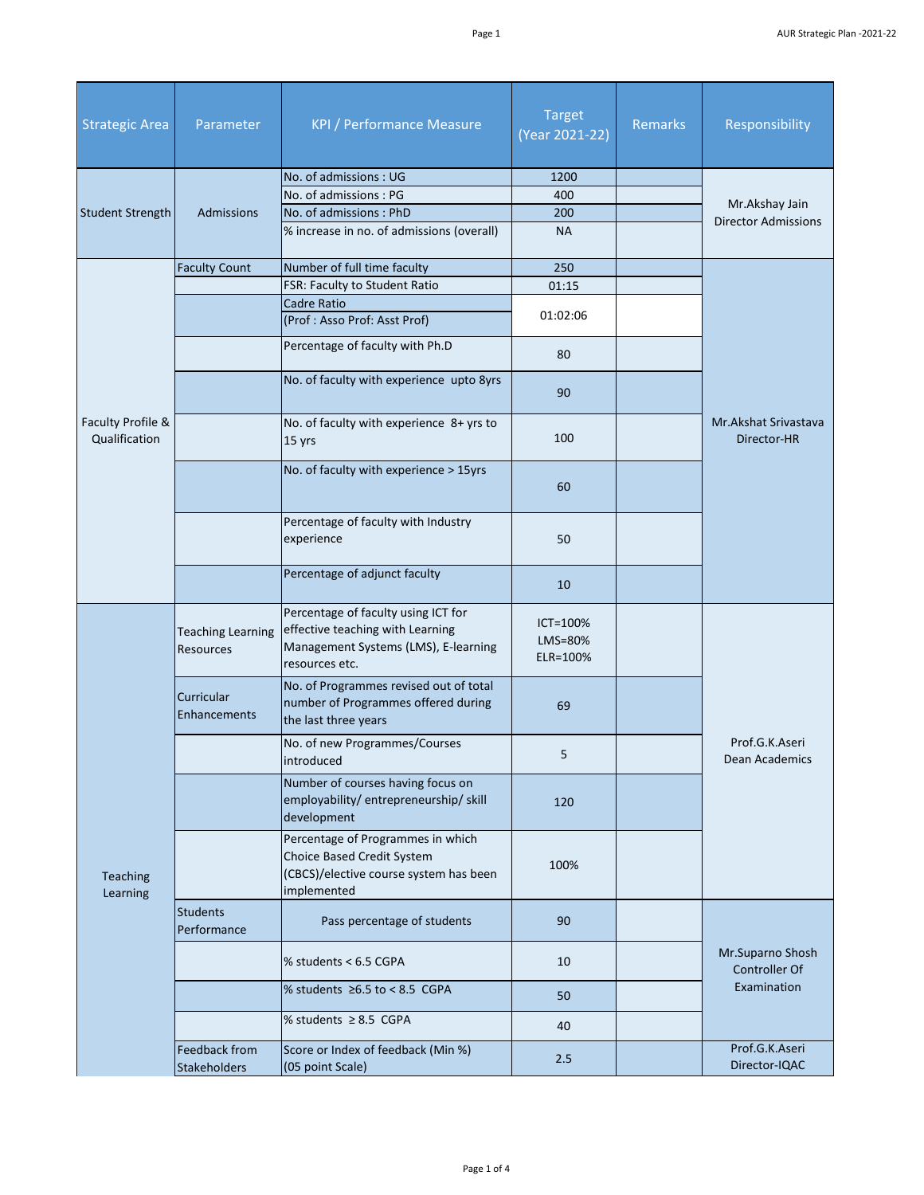| Strategic Area | Parameter | KPI / Performance Measure | Target (Year 2021-22) | Remarks | Responsibility |
|---|---|---|---|---|---|
| Student Strength | Admissions | No. of admissions : UG | 1200 | | Mr.Akshay Jain Director Admissions |
| | | No. of admissions : PG | 400 | | |
| | | No. of admissions : PhD | 200 | | |
| | | % increase in no. of admissions (overall) | NA | | |
| Faculty Profile & Qualification | Faculty Count | Number of full time faculty | 250 | | Mr.Akshat Srivastava Director-HR |
| | | FSR: Faculty to Student Ratio | 01:15 | | |
| | | Cadre Ratio (Prof : Asso Prof: Asst Prof) | 01:02:06 | | |
| | | Percentage of faculty with Ph.D | 80 | | |
| | | No. of faculty with experience upto 8yrs | 90 | | |
| | | No. of faculty with experience 8+ yrs to 15 yrs | 100 | | |
| | | No. of faculty with experience > 15yrs | 60 | | |
| | | Percentage of faculty with Industry experience | 50 | | |
| | | Percentage of adjunct faculty | 10 | | |
| Teaching Learning | Teaching Learning Resources | Percentage of faculty using ICT for effective teaching with Learning Management Systems (LMS), E-learning resources etc. | ICT=100% LMS=80% ELR=100% | | Prof.G.K.Aseri Dean Academics |
| | Curricular Enhancements | No. of Programmes revised out of total number of Programmes offered during the last three years | 69 | | |
| | | No. of new Programmes/Courses introduced | 5 | | |
| | | Number of courses having focus on employability/ entrepreneurship/ skill development | 120 | | |
| | | Percentage of Programmes in which Choice Based Credit System (CBCS)/elective course system has been implemented | 100% | | |
| | Students Performance | Pass percentage of students | 90 | | Mr.Suparno Shosh Controller Of Examination |
| | | % students < 6.5 CGPA | 10 | | |
| | | % students ≥6.5 to < 8.5 CGPA | 50 | | |
| | | % students ≥ 8.5 CGPA | 40 | | |
| | Feedback from Stakeholders | Score or Index of feedback (Min %) (05 point Scale) | 2.5 | | Prof.G.K.Aseri Director-IQAC |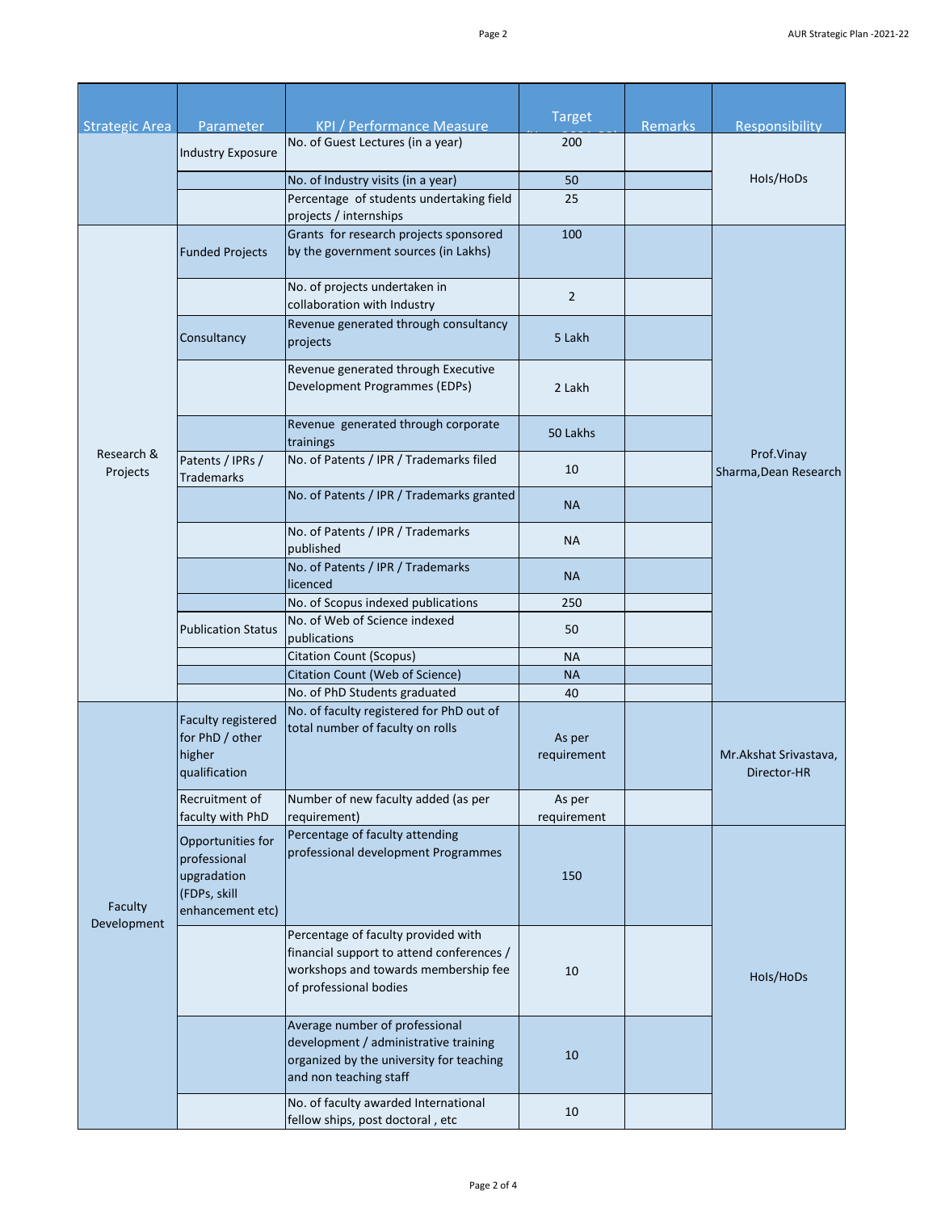| Strategic Area | Parameter | KPI / Performance Measure | Target (Y 2021-22) | Remarks | Responsibility |
|---|---|---|---|---|---|
| | Industry Exposure | No. of Guest Lectures (in a year) | 200 | | HoIs/HoDs |
| | | No. of Industry visits (in a year) | 50 | | |
| | | Percentage of students undertaking field projects / internships | 25 | | |
| Research & Projects | Funded Projects | Grants for research projects sponsored by the government sources (in Lakhs) | 100 | | Prof.Vinay Sharma,Dean Research |
| | | No. of projects undertaken in collaboration with Industry | 2 | | |
| | Consultancy | Revenue generated through consultancy projects | 5 Lakh | | |
| | | Revenue generated through Executive Development Programmes (EDPs) | 2 Lakh | | |
| | | Revenue generated through corporate trainings | 50 Lakhs | | |
| | Patents / IPRs / Trademarks | No. of Patents / IPR / Trademarks filed | 10 | | |
| | | No. of Patents / IPR / Trademarks granted | NA | | |
| | | No. of Patents / IPR / Trademarks published | NA | | |
| | | No. of Patents / IPR / Trademarks licenced | NA | | |
| | | No. of Scopus indexed publications | 250 | | |
| | Publication Status | No. of Web of Science indexed publications | 50 | | |
| | | Citation Count (Scopus) | NA | | |
| | | Citation Count (Web of Science) | NA | | |
| | | No. of PhD Students graduated | 40 | | |
| Faculty Development | Faculty registered for PhD / other higher qualification | No. of faculty registered for PhD out of total number of faculty on rolls | As per requirement | | Mr.Akshat Srivastava, Director-HR |
| | Recruitment of faculty with PhD | Number of new faculty added (as per requirement) | As per requirement | | |
| | Opportunities for professional upgradation (FDPs, skill enhancement etc) | Percentage of faculty attending professional development Programmes | 150 | | HoIs/HoDs |
| | | Percentage of faculty provided with financial support to attend conferences / workshops and towards membership fee of professional bodies | 10 | | |
| | | Average number of professional development / administrative training organized by the university for teaching and non teaching staff | 10 | | |
| | | No. of faculty awarded International fellow ships, post doctoral , etc | 10 | | |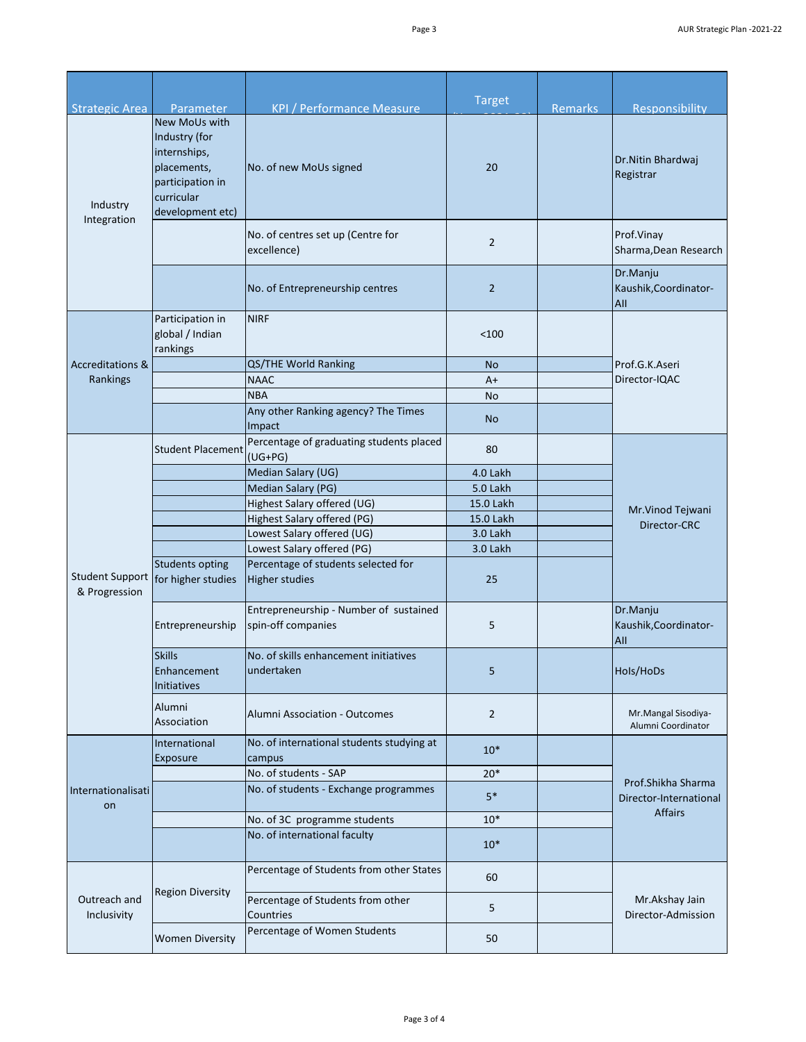| Strategic Area | Parameter | KPI / Performance Measure | Target | Remarks | Responsibility |
|---|---|---|---|---|---|
| Industry Integration | New MoUs with Industry (for internships, placements, participation in curricular development etc) | No. of new MoUs signed | 20 | | Dr.Nitin Bhardwaj Registrar |
| | | No. of centres set up (Centre for excellence) | 2 | | Prof.Vinay Sharma,Dean Research |
| | | No. of Entrepreneurship centres | 2 | | Dr.Manju Kaushik,Coordinator-AII |
| Accreditations & Rankings | Participation in global / Indian rankings | NIRF | <100 | | Prof.G.K.Aseri Director-IQAC |
| | | QS/THE World Ranking | No | | |
| | | NAAC | A+ | | |
| | | NBA | No | | |
| | | Any other Ranking agency? The Times Impact | No | | |
| Student Support & Progression | Student Placement | Percentage of graduating students placed (UG+PG) | 80 | | Mr.Vinod Tejwani Director-CRC |
| | | Median Salary (UG) | 4.0 Lakh | | |
| | | Median Salary (PG) | 5.0 Lakh | | |
| | | Highest Salary offered (UG) | 15.0 Lakh | | |
| | | Highest Salary offered (PG) | 15.0 Lakh | | |
| | | Lowest Salary offered (UG) | 3.0 Lakh | | |
| | | Lowest Salary offered (PG) | 3.0 Lakh | | |
| | Students opting for higher studies | Percentage of students selected for Higher studies | 25 | | |
| | Entrepreneurship | Entrepreneurship - Number of sustained spin-off companies | 5 | | Dr.Manju Kaushik,Coordinator-AII |
| | Skills Enhancement Initiatives | No. of skills enhancement initiatives undertaken | 5 | | HoIs/HoDs |
| | Alumni Association | Alumni Association - Outcomes | 2 | | Mr.Mangal Sisodiya-Alumni Coordinator |
| Internationalisation | International Exposure | No. of international students studying at campus | 10* | | Prof.Shikha Sharma Director-International Affairs |
| | | No. of students - SAP | 20* | | |
| | | No. of students - Exchange programmes | 5* | | |
| | | No. of 3C programme students | 10* | | |
| | | No. of international faculty | 10* | | |
| Outreach and Inclusivity | Region Diversity | Percentage of Students from other States | 60 | | Mr.Akshay Jain Director-Admission |
| | | Percentage of Students from other Countries | 5 | | |
| | Women Diversity | Percentage of Women Students | 50 | | |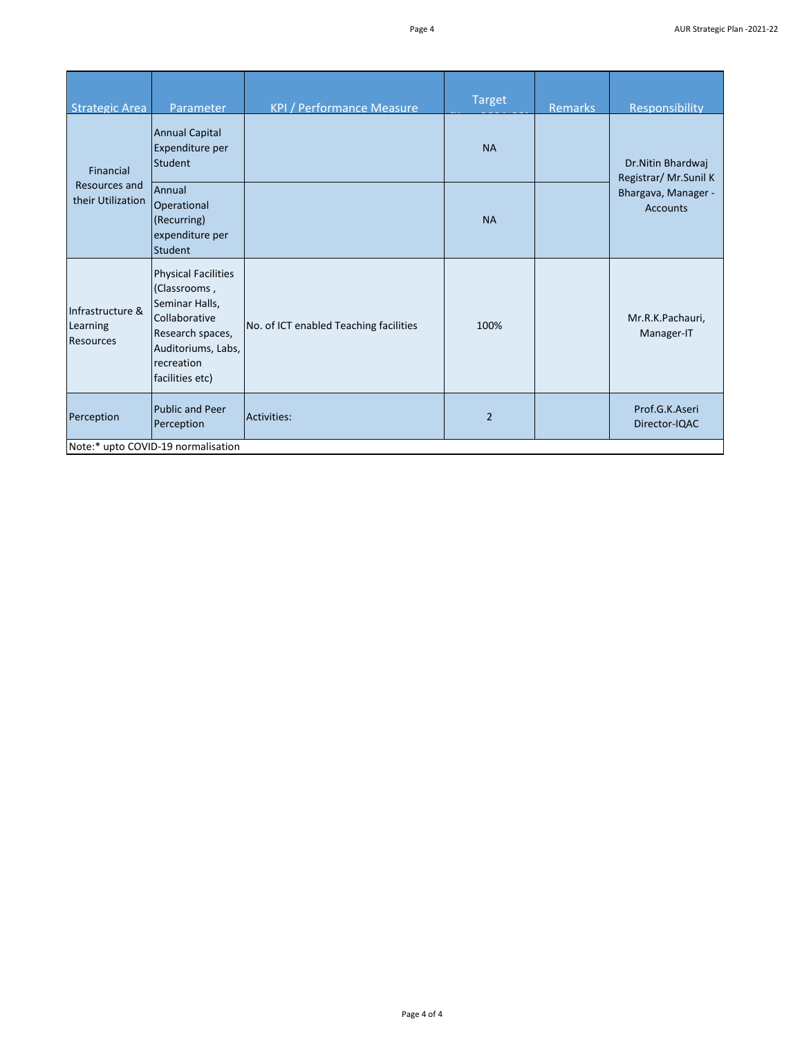| Strategic Area | Parameter | KPI / Performance Measure | Target | Remarks | Responsibility |
|---|---|---|---|---|---|
| Financial Resources and their Utilization | Annual Capital Expenditure per Student | | NA | | Dr.Nitin Bhardwaj Registrar/ Mr.Sunil K Bhargava, Manager - Accounts |
| | Annual Operational (Recurring) expenditure per Student | | NA | | |
| Infrastructure & Learning Resources | Physical Facilities (Classrooms , Seminar Halls, Collaborative Research spaces, Auditoriums, Labs, recreation facilities etc) | No. of ICT enabled Teaching facilities | 100% | | Mr.R.K.Pachauri, Manager-IT |
| Perception | Public and Peer Perception | Activities: | 2 | | Prof.G.K.Aseri Director-IQAC |

Note:* upto COVID-19 normalisation